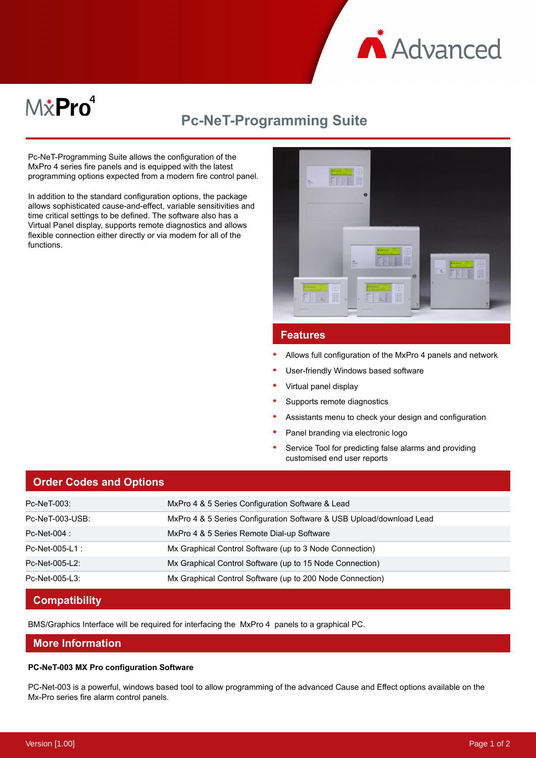# MxPro 4

## Pc-NeT-Programming Suite

Pc-NeT-Programming Suite allows the configuration of the MxPro 4 series fire panels and is equipped with the latest programming options expected from a modern fire control panel.

In addition to the standard configuration options, the package allows sophisticated cause-and-effect, variable sensitivities and time critical settings to be defined. The software also has a Virtual Panel display, supports remote diagnostics and allows flexible connection either directly or via modem for all of the functions.

## Features

- Allows full configuration of the MxPro 4 panels and network
- User-friendly Windows based software
- Virtual panel display
- Supports remote diagnostics
- Assistants menu to check your design and configuration
- Panel branding via electronic logo
- Service Tool for predicting false alarms and providing customised end user reports

## Order Codes and Options

| | |
|---|---|
| Pc-NeT-003: | MxPro 4 & 5 Series Configuration Software & Lead |
| Pc-NeT-003-USB: | MxPro 4 & 5 Series Configuration Software & USB Upload/download Lead |
| Pc-Net-004 : | MxPro 4 & 5 Series Remote Dial-up Software |
| Pc-Net-005-L1 : | Mx Graphical Control Software (up to 3 Node Connection) |
| Pc-Net-005-L2: | Mx Graphical Control Software (up to 15 Node Connection) |
| Pc-Net-005-L3: | Mx Graphical Control Software (up to 200 Node Connection) |

## Compatibility

BMS/Graphics Interface will be required for interfacing the MxPro 4 panels to a graphical PC.

## More Information

**PC-NeT-003 MX Pro configuration Software**

PC-Net-003 is a powerful, windows based tool to allow programming of the advanced Cause and Effect options available on the Mx-Pro series fire alarm control panels.

Version [1.00]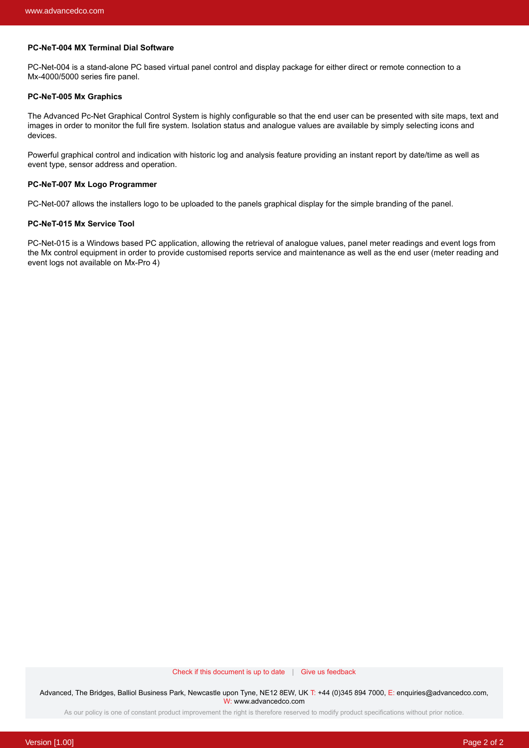### PC-NeT-004 MX Terminal Dial Software

PC-Net-004 is a stand-alone PC based virtual panel control and display package for either direct or remote connection to a Mx-4000/5000 series fire panel.

### PC-NeT-005 Mx Graphics

The Advanced Pc-Net Graphical Control System is highly configurable so that the end user can be presented with site maps, text and images in order to monitor the full fire system. Isolation status and analogue values are available by simply selecting icons and devices.

Powerful graphical control and indication with historic log and analysis feature providing an instant report by date/time as well as event type, sensor address and operation.

### PC-NeT-007 Mx Logo Programmer

PC-Net-007 allows the installers logo to be uploaded to the panels graphical display for the simple branding of the panel.

### PC-NeT-015 Mx Service Tool

PC-Net-015 is a Windows based PC application, allowing the retrieval of analogue values, panel meter readings and event logs from the Mx control equipment in order to provide customised reports service and maintenance as well as the end user (meter reading and event logs not available on Mx-Pro 4)

Check if this document is up to date | Give us feedback

Advanced, The Bridges, Balliol Business Park, Newcastle upon Tyne, NE12 8EW, UK T: +44 (0)345 894 7000, E: enquiries@advancedco.com, W: www.advancedco.com

As our policy is one of constant product improvement the right is therefore reserved to modify product specifications without prior notice.

Version [1.00]